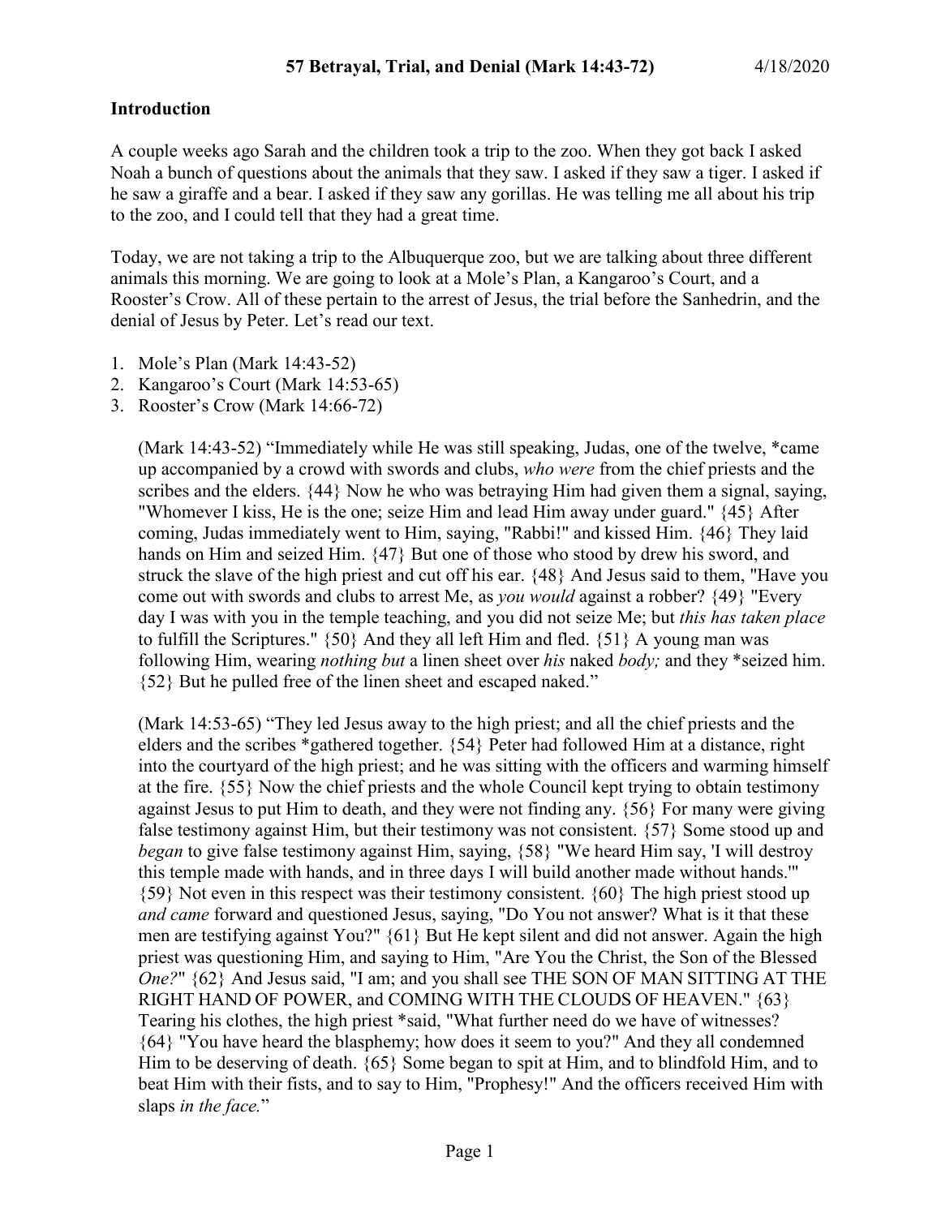# 57 Betrayal, Trial, and Denial (Mark 14:43-72) 4/18/2020

## Introduction

A couple weeks ago Sarah and the children took a trip to the zoo. When they got back I asked Noah a bunch of questions about the animals that they saw. I asked if they saw a tiger. I asked if he saw a giraffe and a bear. I asked if they saw any gorillas. He was telling me all about his trip to the zoo, and I could tell that they had a great time.

Today, we are not taking a trip to the Albuquerque zoo, but we are talking about three different animals this morning. We are going to look at a Mole's Plan, a Kangaroo's Court, and a Rooster's Crow. All of these pertain to the arrest of Jesus, the trial before the Sanhedrin, and the denial of Jesus by Peter. Let's read our text.

1. Mole's Plan (Mark 14:43-52)
2. Kangaroo's Court (Mark 14:53-65)
3. Rooster's Crow (Mark 14:66-72)

> (Mark 14:43-52) "Immediately while He was still speaking, Judas, one of the twelve, *came up accompanied by a crowd with swords and clubs, *who were* from the chief priests and the scribes and the elders. {44} Now he who was betraying Him had given them a signal, saying, "Whomever I kiss, He is the one; seize Him and lead Him away under guard." {45} After coming, Judas immediately went to Him, saying, "Rabbi!" and kissed Him. {46} They laid hands on Him and seized Him. {47} But one of those who stood by drew his sword, and struck the slave of the high priest and cut off his ear. {48} And Jesus said to them, "Have you come out with swords and clubs to arrest Me, as *you would* against a robber? {49} "Every day I was with you in the temple teaching, and you did not seize Me; but *this has taken place* to fulfill the Scriptures." {50} And they all left Him and fled. {51} A young man was following Him, wearing *nothing but* a linen sheet over *his* naked *body;* and they *seized him. {52} But he pulled free of the linen sheet and escaped naked."

> (Mark 14:53-65) "They led Jesus away to the high priest; and all the chief priests and the elders and the scribes *gathered together. {54} Peter had followed Him at a distance, right into the courtyard of the high priest; and he was sitting with the officers and warming himself at the fire. {55} Now the chief priests and the whole Council kept trying to obtain testimony against Jesus to put Him to death, and they were not finding any. {56} For many were giving false testimony against Him, but their testimony was not consistent. {57} Some stood up and *began* to give false testimony against Him, saying, {58} "We heard Him say, 'I will destroy this temple made with hands, and in three days I will build another made without hands.'" {59} Not even in this respect was their testimony consistent. {60} The high priest stood up *and came* forward and questioned Jesus, saying, "Do You not answer? What is it that these men are testifying against You?" {61} But He kept silent and did not answer. Again the high priest was questioning Him, and saying to Him, "Are You the Christ, the Son of the Blessed *One?*" {62} And Jesus said, "I am; and you shall see THE SON OF MAN SITTING AT THE RIGHT HAND OF POWER, and COMING WITH THE CLOUDS OF HEAVEN." {63} Tearing his clothes, the high priest *said, "What further need do we have of witnesses? {64} "You have heard the blasphemy; how does it seem to you?" And they all condemned Him to be deserving of death. {65} Some began to spit at Him, and to blindfold Him, and to beat Him with their fists, and to say to Him, "Prophesy!" And the officers received Him with slaps *in the face.*"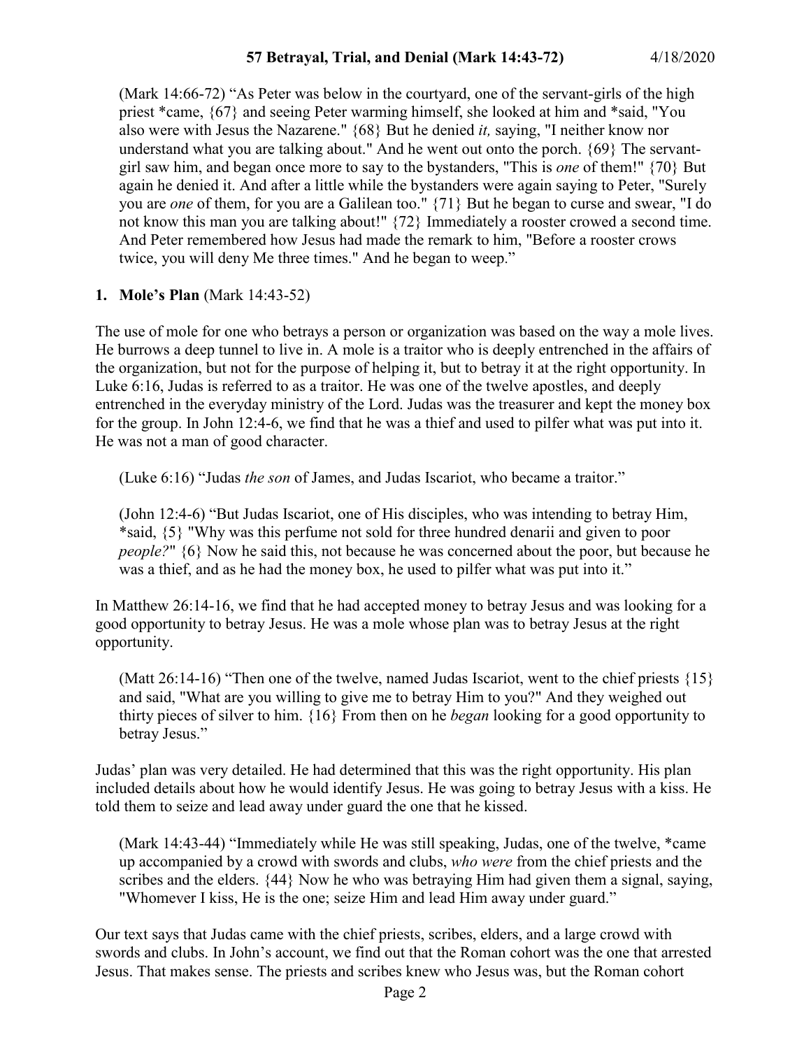(Mark 14:66-72) "As Peter was below in the courtyard, one of the servant-girls of the high priest *came, {67} and seeing Peter warming himself, she looked at him and *said, "You also were with Jesus the Nazarene." {68} But he denied *it,* saying, "I neither know nor understand what you are talking about." And he went out onto the porch. {69} The servant-girl saw him, and began once more to say to the bystanders, "This is *one* of them!" {70} But again he denied it. And after a little while the bystanders were again saying to Peter, "Surely you are *one* of them, for you are a Galilean too." {71} But he began to curse and swear, "I do not know this man you are talking about!" {72} Immediately a rooster crowed a second time. And Peter remembered how Jesus had made the remark to him, "Before a rooster crows twice, you will deny Me three times." And he began to weep."

**1. Mole's Plan** (Mark 14:43-52)

The use of mole for one who betrays a person or organization was based on the way a mole lives. He burrows a deep tunnel to live in. A mole is a traitor who is deeply entrenched in the affairs of the organization, but not for the purpose of helping it, but to betray it at the right opportunity. In Luke 6:16, Judas is referred to as a traitor. He was one of the twelve apostles, and deeply entrenched in the everyday ministry of the Lord. Judas was the treasurer and kept the money box for the group. In John 12:4-6, we find that he was a thief and used to pilfer what was put into it. He was not a man of good character.

(Luke 6:16) "Judas *the son* of James, and Judas Iscariot, who became a traitor."

(John 12:4-6) "But Judas Iscariot, one of His disciples, who was intending to betray Him, *said, {5} "Why was this perfume not sold for three hundred denarii and given to poor *people?*" {6} Now he said this, not because he was concerned about the poor, but because he was a thief, and as he had the money box, he used to pilfer what was put into it."

In Matthew 26:14-16, we find that he had accepted money to betray Jesus and was looking for a good opportunity to betray Jesus. He was a mole whose plan was to betray Jesus at the right opportunity.

(Matt 26:14-16) "Then one of the twelve, named Judas Iscariot, went to the chief priests {15} and said, "What are you willing to give me to betray Him to you?" And they weighed out thirty pieces of silver to him. {16} From then on he *began* looking for a good opportunity to betray Jesus."

Judas' plan was very detailed. He had determined that this was the right opportunity. His plan included details about how he would identify Jesus. He was going to betray Jesus with a kiss. He told them to seize and lead away under guard the one that he kissed.

(Mark 14:43-44) "Immediately while He was still speaking, Judas, one of the twelve, *came up accompanied by a crowd with swords and clubs, *who were* from the chief priests and the scribes and the elders. {44} Now he who was betraying Him had given them a signal, saying, "Whomever I kiss, He is the one; seize Him and lead Him away under guard."

Our text says that Judas came with the chief priests, scribes, elders, and a large crowd with swords and clubs. In John's account, we find out that the Roman cohort was the one that arrested Jesus. That makes sense. The priests and scribes knew who Jesus was, but the Roman cohort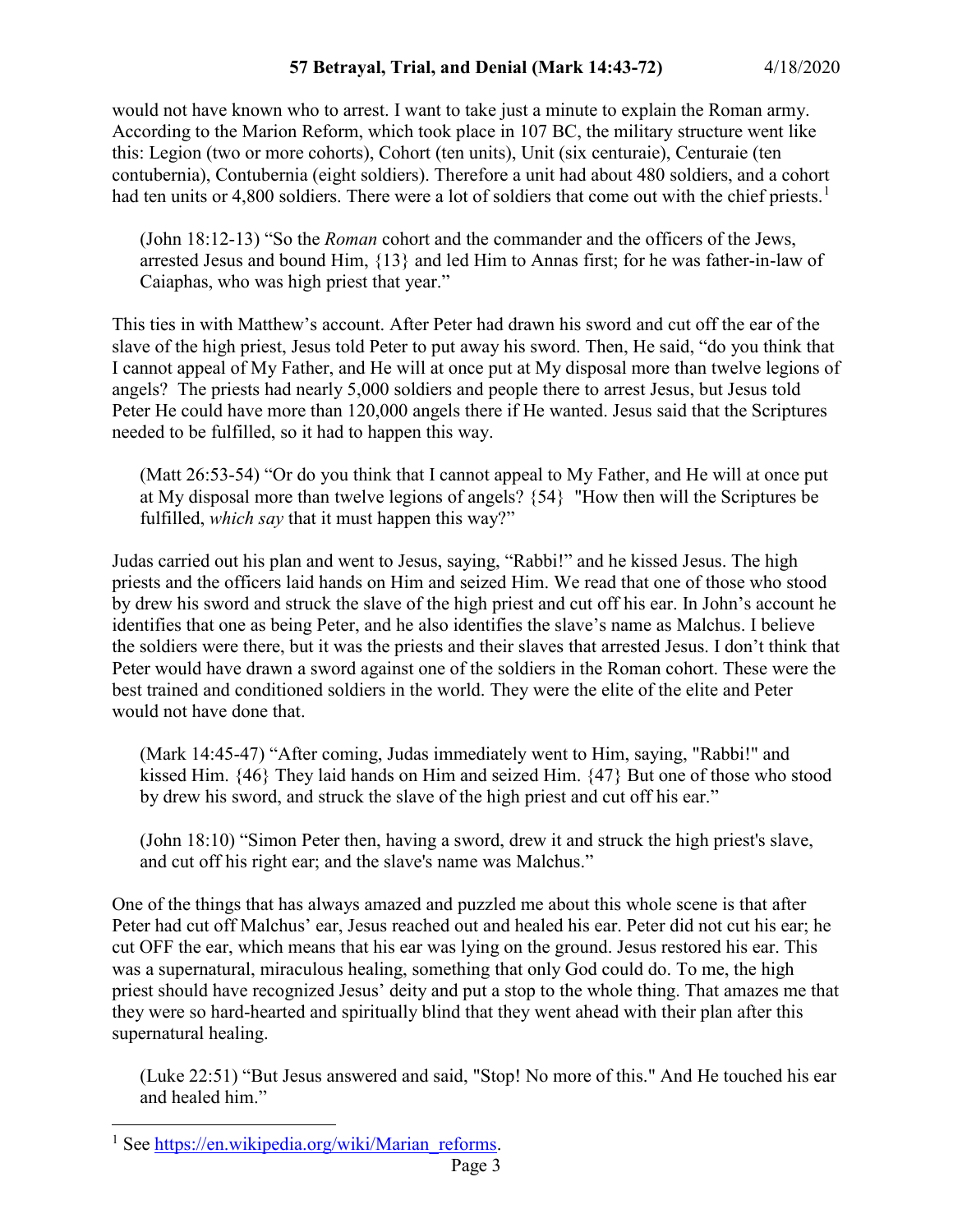would not have known who to arrest. I want to take just a minute to explain the Roman army. According to the Marion Reform, which took place in 107 BC, the military structure went like this: Legion (two or more cohorts), Cohort (ten units), Unit (six centuraie), Centuraie (ten contubernia), Contubernia (eight soldiers). Therefore a unit had about 480 soldiers, and a cohort had ten units or 4,800 soldiers. There were a lot of soldiers that come out with the chief priests.[1]

> (John 18:12-13) "So the *Roman* cohort and the commander and the officers of the Jews, arrested Jesus and bound Him, {13} and led Him to Annas first; for he was father-in-law of Caiaphas, who was high priest that year."

This ties in with Matthew's account. After Peter had drawn his sword and cut off the ear of the slave of the high priest, Jesus told Peter to put away his sword. Then, He said, "do you think that I cannot appeal of My Father, and He will at once put at My disposal more than twelve legions of angels? The priests had nearly 5,000 soldiers and people there to arrest Jesus, but Jesus told Peter He could have more than 120,000 angels there if He wanted. Jesus said that the Scriptures needed to be fulfilled, so it had to happen this way.

> (Matt 26:53-54) "Or do you think that I cannot appeal to My Father, and He will at once put at My disposal more than twelve legions of angels? {54} "How then will the Scriptures be fulfilled, *which say* that it must happen this way?"

Judas carried out his plan and went to Jesus, saying, "Rabbi!" and he kissed Jesus. The high priests and the officers laid hands on Him and seized Him. We read that one of those who stood by drew his sword and struck the slave of the high priest and cut off his ear. In John's account he identifies that one as being Peter, and he also identifies the slave's name as Malchus. I believe the soldiers were there, but it was the priests and their slaves that arrested Jesus. I don't think that Peter would have drawn a sword against one of the soldiers in the Roman cohort. These were the best trained and conditioned soldiers in the world. They were the elite of the elite and Peter would not have done that.

> (Mark 14:45-47) "After coming, Judas immediately went to Him, saying, "Rabbi!" and kissed Him. {46} They laid hands on Him and seized Him. {47} But one of those who stood by drew his sword, and struck the slave of the high priest and cut off his ear."

> (John 18:10) "Simon Peter then, having a sword, drew it and struck the high priest's slave, and cut off his right ear; and the slave's name was Malchus."

One of the things that has always amazed and puzzled me about this whole scene is that after Peter had cut off Malchus' ear, Jesus reached out and healed his ear. Peter did not cut his ear; he cut OFF the ear, which means that his ear was lying on the ground. Jesus restored his ear. This was a supernatural, miraculous healing, something that only God could do. To me, the high priest should have recognized Jesus' deity and put a stop to the whole thing. That amazes me that they were so hard-hearted and spiritually blind that they went ahead with their plan after this supernatural healing.

> (Luke 22:51) "But Jesus answered and said, "Stop! No more of this." And He touched his ear and healed him."

---

[1] See https://en.wikipedia.org/wiki/Marian_reforms.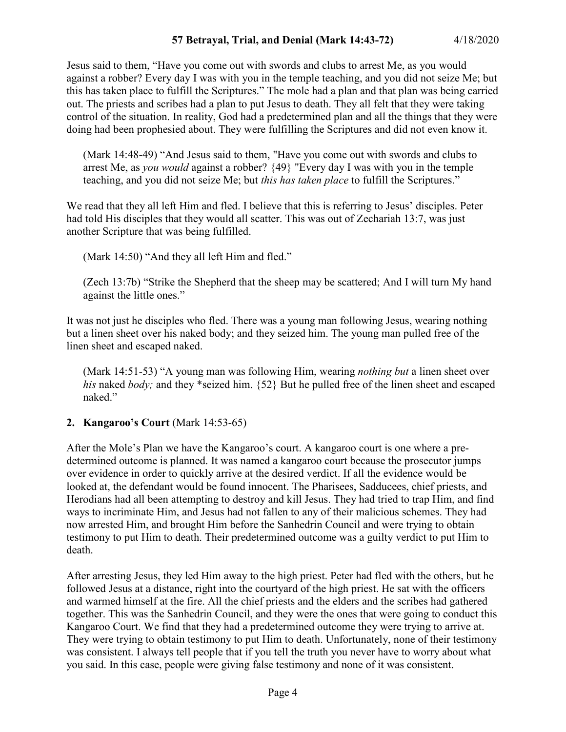Jesus said to them, "Have you come out with swords and clubs to arrest Me, as you would against a robber? Every day I was with you in the temple teaching, and you did not seize Me; but this has taken place to fulfill the Scriptures." The mole had a plan and that plan was being carried out. The priests and scribes had a plan to put Jesus to death. They all felt that they were taking control of the situation. In reality, God had a predetermined plan and all the things that they were doing had been prophesied about. They were fulfilling the Scriptures and did not even know it.

> (Mark 14:48-49) "And Jesus said to them, "Have you come out with swords and clubs to arrest Me, as *you would* against a robber? {49} "Every day I was with you in the temple teaching, and you did not seize Me; but *this has taken place* to fulfill the Scriptures."

We read that they all left Him and fled. I believe that this is referring to Jesus' disciples. Peter had told His disciples that they would all scatter. This was out of Zechariah 13:7, was just another Scripture that was being fulfilled.

> (Mark 14:50) "And they all left Him and fled."

> (Zech 13:7b) "Strike the Shepherd that the sheep may be scattered; And I will turn My hand against the little ones."

It was not just he disciples who fled. There was a young man following Jesus, wearing nothing but a linen sheet over his naked body; and they seized him. The young man pulled free of the linen sheet and escaped naked.

> (Mark 14:51-53) "A young man was following Him, wearing *nothing but* a linen sheet over *his* naked *body;* and they *seized him. {52} But he pulled free of the linen sheet and escaped naked."

**2. Kangaroo's Court** (Mark 14:53-65)

After the Mole's Plan we have the Kangaroo's court. A kangaroo court is one where a pre-determined outcome is planned. It was named a kangaroo court because the prosecutor jumps over evidence in order to quickly arrive at the desired verdict. If all the evidence would be looked at, the defendant would be found innocent. The Pharisees, Sadducees, chief priests, and Herodians had all been attempting to destroy and kill Jesus. They had tried to trap Him, and find ways to incriminate Him, and Jesus had not fallen to any of their malicious schemes. They had now arrested Him, and brought Him before the Sanhedrin Council and were trying to obtain testimony to put Him to death. Their predetermined outcome was a guilty verdict to put Him to death.

After arresting Jesus, they led Him away to the high priest. Peter had fled with the others, but he followed Jesus at a distance, right into the courtyard of the high priest. He sat with the officers and warmed himself at the fire. All the chief priests and the elders and the scribes had gathered together. This was the Sanhedrin Council, and they were the ones that were going to conduct this Kangaroo Court. We find that they had a predetermined outcome they were trying to arrive at. They were trying to obtain testimony to put Him to death. Unfortunately, none of their testimony was consistent. I always tell people that if you tell the truth you never have to worry about what you said. In this case, people were giving false testimony and none of it was consistent.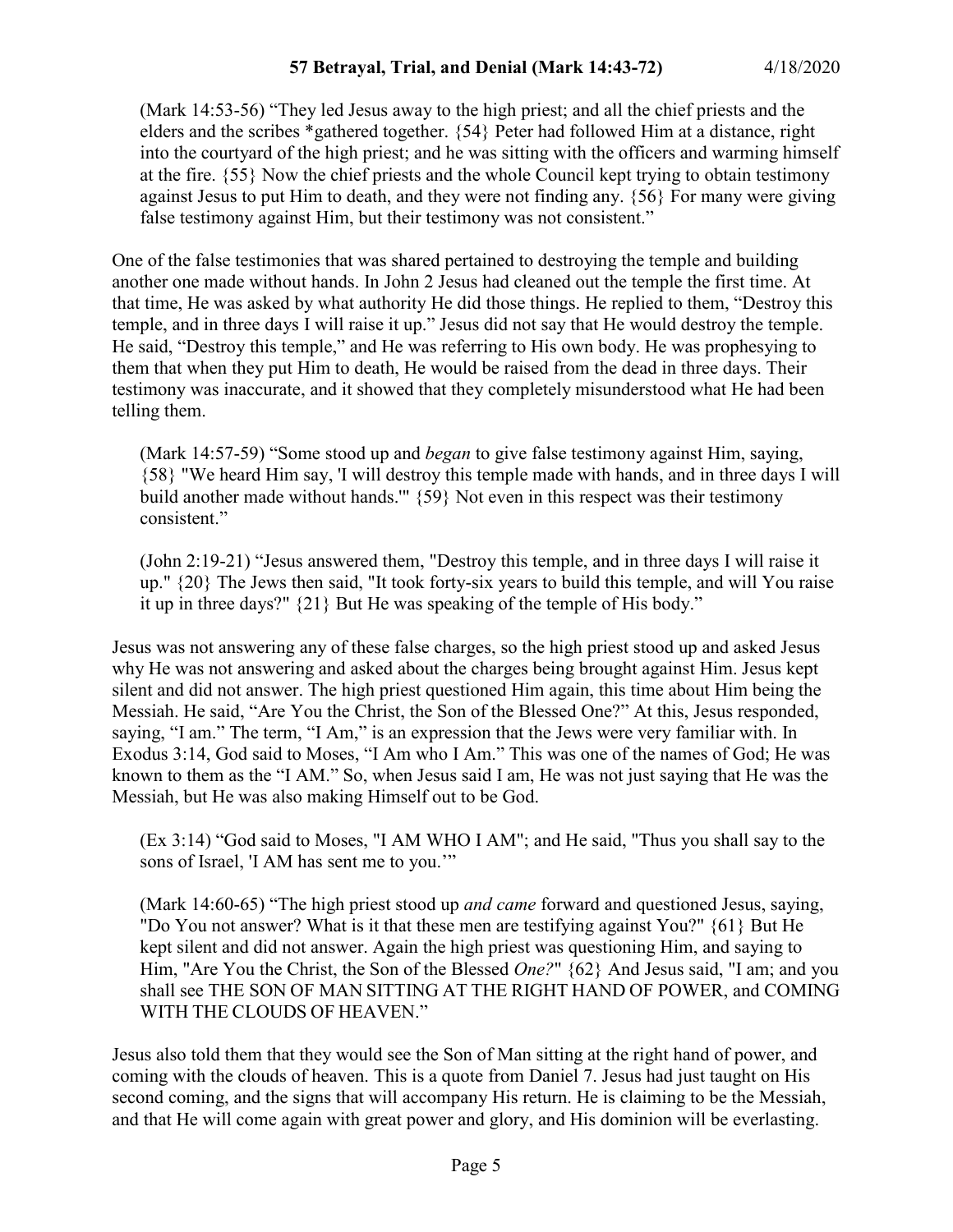(Mark 14:53-56) “They led Jesus away to the high priest; and all the chief priests and the elders and the scribes *gathered together. {54} Peter had followed Him at a distance, right into the courtyard of the high priest; and he was sitting with the officers and warming himself at the fire. {55} Now the chief priests and the whole Council kept trying to obtain testimony against Jesus to put Him to death, and they were not finding any. {56} For many were giving false testimony against Him, but their testimony was not consistent.”

One of the false testimonies that was shared pertained to destroying the temple and building another one made without hands. In John 2 Jesus had cleaned out the temple the first time. At that time, He was asked by what authority He did those things. He replied to them, “Destroy this temple, and in three days I will raise it up.” Jesus did not say that He would destroy the temple. He said, “Destroy this temple,” and He was referring to His own body. He was prophesying to them that when they put Him to death, He would be raised from the dead in three days. Their testimony was inaccurate, and it showed that they completely misunderstood what He had been telling them.

(Mark 14:57-59) “Some stood up and *began* to give false testimony against Him, saying, {58} "We heard Him say, 'I will destroy this temple made with hands, and in three days I will build another made without hands.'" {59} Not even in this respect was their testimony consistent.”

(John 2:19-21) “Jesus answered them, "Destroy this temple, and in three days I will raise it up." {20} The Jews then said, "It took forty-six years to build this temple, and will You raise it up in three days?" {21} But He was speaking of the temple of His body.”

Jesus was not answering any of these false charges, so the high priest stood up and asked Jesus why He was not answering and asked about the charges being brought against Him. Jesus kept silent and did not answer. The high priest questioned Him again, this time about Him being the Messiah. He said, “Are You the Christ, the Son of the Blessed One?” At this, Jesus responded, saying, “I am.” The term, “I Am,” is an expression that the Jews were very familiar with. In Exodus 3:14, God said to Moses, “I Am who I Am.” This was one of the names of God; He was known to them as the “I AM.” So, when Jesus said I am, He was not just saying that He was the Messiah, but He was also making Himself out to be God.

(Ex 3:14) “God said to Moses, "I AM WHO I AM"; and He said, "Thus you shall say to the sons of Israel, 'I AM has sent me to you.'”

(Mark 14:60-65) “The high priest stood up *and came* forward and questioned Jesus, saying, "Do You not answer? What is it that these men are testifying against You?" {61} But He kept silent and did not answer. Again the high priest was questioning Him, and saying to Him, "Are You the Christ, the Son of the Blessed *One?*" {62} And Jesus said, "I am; and you shall see THE SON OF MAN SITTING AT THE RIGHT HAND OF POWER, and COMING WITH THE CLOUDS OF HEAVEN.”

Jesus also told them that they would see the Son of Man sitting at the right hand of power, and coming with the clouds of heaven. This is a quote from Daniel 7. Jesus had just taught on His second coming, and the signs that will accompany His return. He is claiming to be the Messiah, and that He will come again with great power and glory, and His dominion will be everlasting.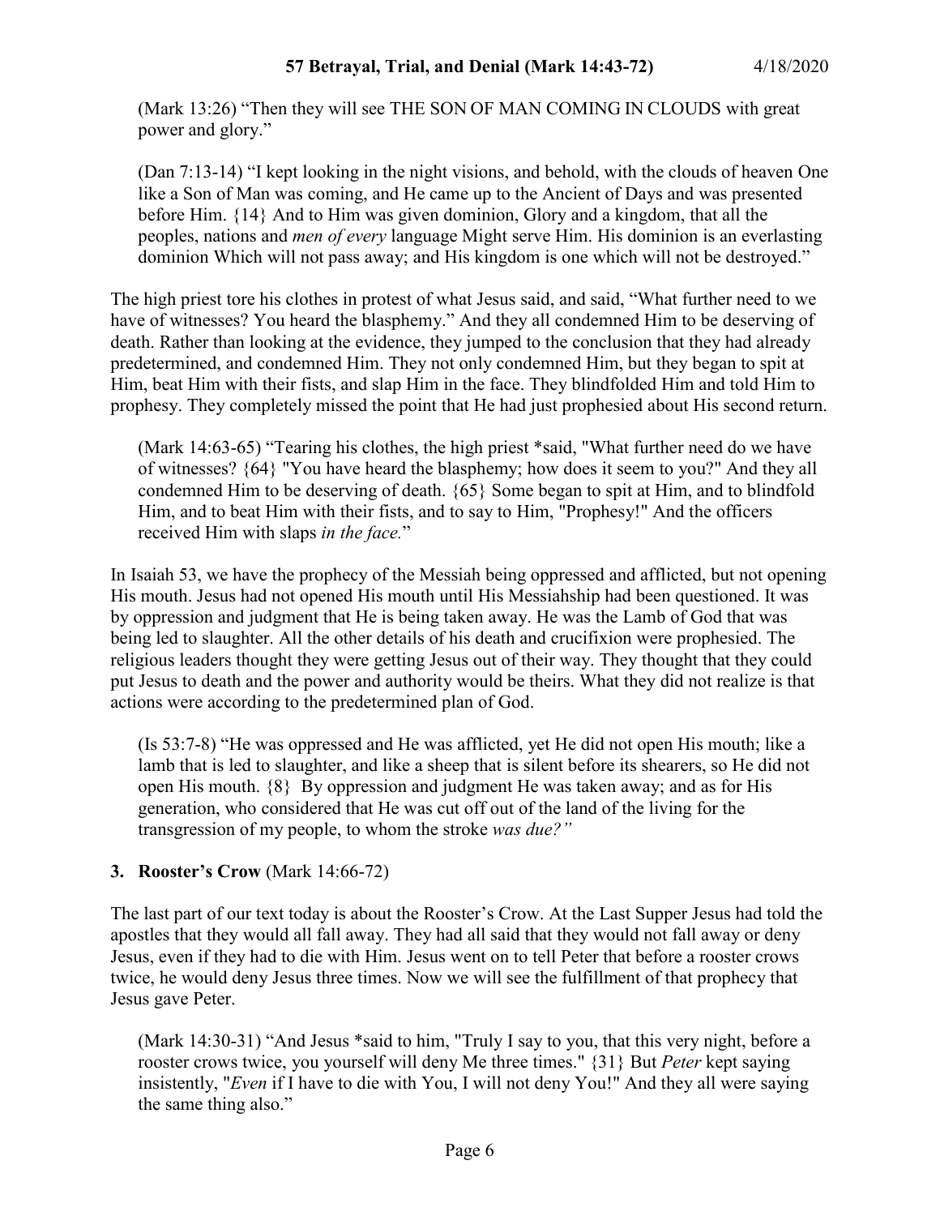(Mark 13:26) "Then they will see THE SON OF MAN COMING IN CLOUDS with great power and glory."

(Dan 7:13-14) "I kept looking in the night visions, and behold, with the clouds of heaven One like a Son of Man was coming, and He came up to the Ancient of Days and was presented before Him. {14} And to Him was given dominion, Glory and a kingdom, that all the peoples, nations and *men of every* language Might serve Him. His dominion is an everlasting dominion Which will not pass away; and His kingdom is one which will not be destroyed."

The high priest tore his clothes in protest of what Jesus said, and said, "What further need to we have of witnesses? You heard the blasphemy." And they all condemned Him to be deserving of death. Rather than looking at the evidence, they jumped to the conclusion that they had already predetermined, and condemned Him. They not only condemned Him, but they began to spit at Him, beat Him with their fists, and slap Him in the face. They blindfolded Him and told Him to prophesy. They completely missed the point that He had just prophesied about His second return.

(Mark 14:63-65) "Tearing his clothes, the high priest *said, "What further need do we have of witnesses? {64} "You have heard the blasphemy; how does it seem to you?" And they all condemned Him to be deserving of death. {65} Some began to spit at Him, and to blindfold Him, and to beat Him with their fists, and to say to Him, "Prophesy!" And the officers received Him with slaps *in the face.*"

In Isaiah 53, we have the prophecy of the Messiah being oppressed and afflicted, but not opening His mouth. Jesus had not opened His mouth until His Messiahship had been questioned. It was by oppression and judgment that He is being taken away. He was the Lamb of God that was being led to slaughter. All the other details of his death and crucifixion were prophesied. The religious leaders thought they were getting Jesus out of their way. They thought that they could put Jesus to death and the power and authority would be theirs. What they did not realize is that actions were according to the predetermined plan of God.

(Is 53:7-8) "He was oppressed and He was afflicted, yet He did not open His mouth; like a lamb that is led to slaughter, and like a sheep that is silent before its shearers, so He did not open His mouth. {8} By oppression and judgment He was taken away; and as for His generation, who considered that He was cut off out of the land of the living for the transgression of my people, to whom the stroke *was due?"*

**3. Rooster's Crow** (Mark 14:66-72)

The last part of our text today is about the Rooster's Crow. At the Last Supper Jesus had told the apostles that they would all fall away. They had all said that they would not fall away or deny Jesus, even if they had to die with Him. Jesus went on to tell Peter that before a rooster crows twice, he would deny Jesus three times. Now we will see the fulfillment of that prophecy that Jesus gave Peter.

(Mark 14:30-31) "And Jesus *said to him, "Truly I say to you, that this very night, before a rooster crows twice, you yourself will deny Me three times." {31} But *Peter* kept saying insistently, "*Even* if I have to die with You, I will not deny You!" And they all were saying the same thing also."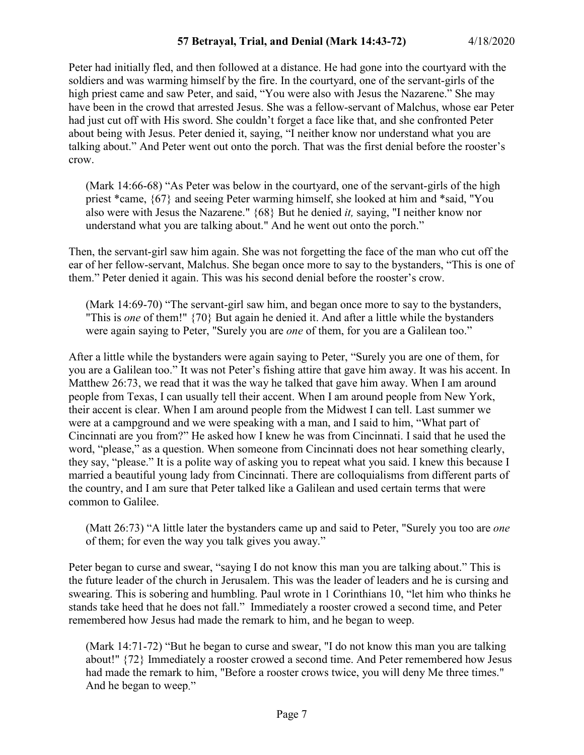Peter had initially fled, and then followed at a distance. He had gone into the courtyard with the soldiers and was warming himself by the fire. In the courtyard, one of the servant-girls of the high priest came and saw Peter, and said, "You were also with Jesus the Nazarene." She may have been in the crowd that arrested Jesus. She was a fellow-servant of Malchus, whose ear Peter had just cut off with His sword. She couldn't forget a face like that, and she confronted Peter about being with Jesus. Peter denied it, saying, "I neither know nor understand what you are talking about." And Peter went out onto the porch. That was the first denial before the rooster's crow.

> (Mark 14:66-68) "As Peter was below in the courtyard, one of the servant-girls of the high priest *came, {67} and seeing Peter warming himself, she looked at him and *said, "You also were with Jesus the Nazarene." {68} But he denied *it,* saying, "I neither know nor understand what you are talking about." And he went out onto the porch."

Then, the servant-girl saw him again. She was not forgetting the face of the man who cut off the ear of her fellow-servant, Malchus. She began once more to say to the bystanders, "This is one of them." Peter denied it again. This was his second denial before the rooster's crow.

> (Mark 14:69-70) "The servant-girl saw him, and began once more to say to the bystanders, "This is *one* of them!" {70} But again he denied it. And after a little while the bystanders were again saying to Peter, "Surely you are *one* of them, for you are a Galilean too."

After a little while the bystanders were again saying to Peter, "Surely you are one of them, for you are a Galilean too." It was not Peter's fishing attire that gave him away. It was his accent. In Matthew 26:73, we read that it was the way he talked that gave him away. When I am around people from Texas, I can usually tell their accent. When I am around people from New York, their accent is clear. When I am around people from the Midwest I can tell. Last summer we were at a campground and we were speaking with a man, and I said to him, "What part of Cincinnati are you from?" He asked how I knew he was from Cincinnati. I said that he used the word, "please," as a question. When someone from Cincinnati does not hear something clearly, they say, "please." It is a polite way of asking you to repeat what you said. I knew this because I married a beautiful young lady from Cincinnati. There are colloquialisms from different parts of the country, and I am sure that Peter talked like a Galilean and used certain terms that were common to Galilee.

> (Matt 26:73) "A little later the bystanders came up and said to Peter, "Surely you too are *one* of them; for even the way you talk gives you away."

Peter began to curse and swear, "saying I do not know this man you are talking about." This is the future leader of the church in Jerusalem. This was the leader of leaders and he is cursing and swearing. This is sobering and humbling. Paul wrote in 1 Corinthians 10, "let him who thinks he stands take heed that he does not fall." Immediately a rooster crowed a second time, and Peter remembered how Jesus had made the remark to him, and he began to weep.

> (Mark 14:71-72) "But he began to curse and swear, "I do not know this man you are talking about!" {72} Immediately a rooster crowed a second time. And Peter remembered how Jesus had made the remark to him, "Before a rooster crows twice, you will deny Me three times." And he began to weep."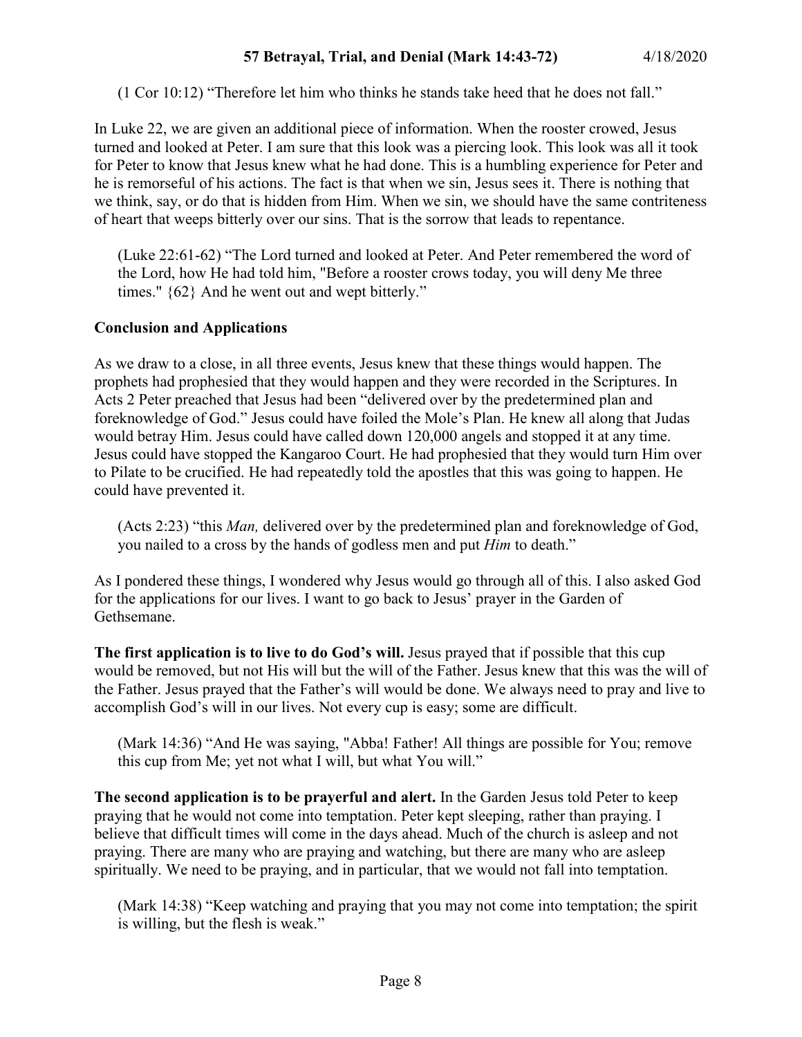(1 Cor 10:12) "Therefore let him who thinks he stands take heed that he does not fall."

In Luke 22, we are given an additional piece of information. When the rooster crowed, Jesus turned and looked at Peter. I am sure that this look was a piercing look. This look was all it took for Peter to know that Jesus knew what he had done. This is a humbling experience for Peter and he is remorseful of his actions. The fact is that when we sin, Jesus sees it. There is nothing that we think, say, or do that is hidden from Him. When we sin, we should have the same contriteness of heart that weeps bitterly over our sins. That is the sorrow that leads to repentance.

> (Luke 22:61-62) "The Lord turned and looked at Peter. And Peter remembered the word of the Lord, how He had told him, "Before a rooster crows today, you will deny Me three times." {62} And he went out and wept bitterly."

**Conclusion and Applications**

As we draw to a close, in all three events, Jesus knew that these things would happen. The prophets had prophesied that they would happen and they were recorded in the Scriptures. In Acts 2 Peter preached that Jesus had been "delivered over by the predetermined plan and foreknowledge of God." Jesus could have foiled the Mole's Plan. He knew all along that Judas would betray Him. Jesus could have called down 120,000 angels and stopped it at any time. Jesus could have stopped the Kangaroo Court. He had prophesied that they would turn Him over to Pilate to be crucified. He had repeatedly told the apostles that this was going to happen. He could have prevented it.

> (Acts 2:23) "this *Man,* delivered over by the predetermined plan and foreknowledge of God, you nailed to a cross by the hands of godless men and put *Him* to death."

As I pondered these things, I wondered why Jesus would go through all of this. I also asked God for the applications for our lives. I want to go back to Jesus' prayer in the Garden of Gethsemane.

**The first application is to live to do God's will.** Jesus prayed that if possible that this cup would be removed, but not His will but the will of the Father. Jesus knew that this was the will of the Father. Jesus prayed that the Father's will would be done. We always need to pray and live to accomplish God's will in our lives. Not every cup is easy; some are difficult.

> (Mark 14:36) "And He was saying, "Abba! Father! All things are possible for You; remove this cup from Me; yet not what I will, but what You will."

**The second application is to be prayerful and alert.** In the Garden Jesus told Peter to keep praying that he would not come into temptation. Peter kept sleeping, rather than praying. I believe that difficult times will come in the days ahead. Much of the church is asleep and not praying. There are many who are praying and watching, but there are many who are asleep spiritually. We need to be praying, and in particular, that we would not fall into temptation.

> (Mark 14:38) "Keep watching and praying that you may not come into temptation; the spirit is willing, but the flesh is weak."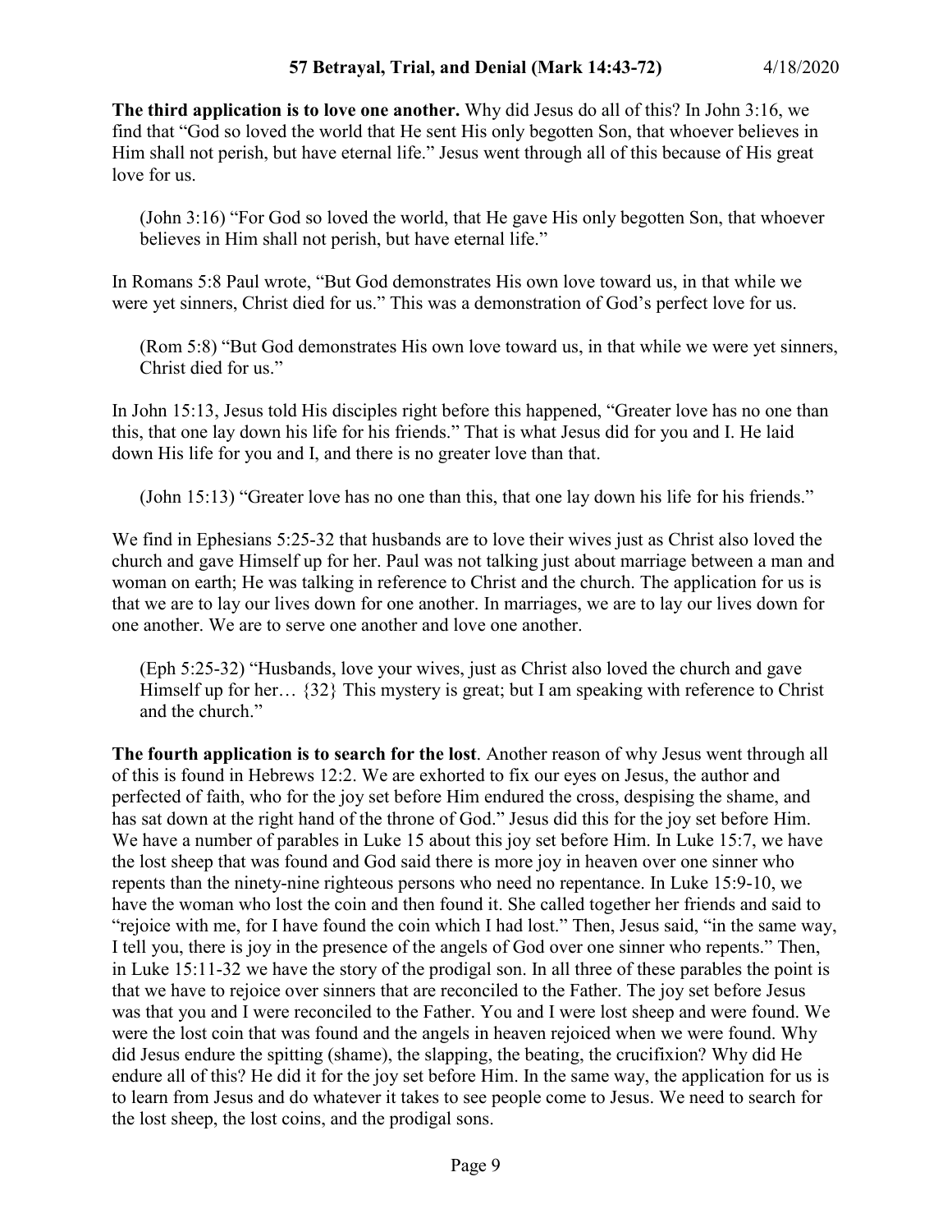**The third application is to love one another.** Why did Jesus do all of this? In John 3:16, we find that "God so loved the world that He sent His only begotten Son, that whoever believes in Him shall not perish, but have eternal life." Jesus went through all of this because of His great love for us.

> (John 3:16) "For God so loved the world, that He gave His only begotten Son, that whoever believes in Him shall not perish, but have eternal life."

In Romans 5:8 Paul wrote, "But God demonstrates His own love toward us, in that while we were yet sinners, Christ died for us." This was a demonstration of God's perfect love for us.

> (Rom 5:8) "But God demonstrates His own love toward us, in that while we were yet sinners, Christ died for us."

In John 15:13, Jesus told His disciples right before this happened, "Greater love has no one than this, that one lay down his life for his friends." That is what Jesus did for you and I. He laid down His life for you and I, and there is no greater love than that.

> (John 15:13) "Greater love has no one than this, that one lay down his life for his friends."

We find in Ephesians 5:25-32 that husbands are to love their wives just as Christ also loved the church and gave Himself up for her. Paul was not talking just about marriage between a man and woman on earth; He was talking in reference to Christ and the church. The application for us is that we are to lay our lives down for one another. In marriages, we are to lay our lives down for one another. We are to serve one another and love one another.

> (Eph 5:25-32) "Husbands, love your wives, just as Christ also loved the church and gave Himself up for her… {32} This mystery is great; but I am speaking with reference to Christ and the church."

**The fourth application is to search for the lost**. Another reason of why Jesus went through all of this is found in Hebrews 12:2. We are exhorted to fix our eyes on Jesus, the author and perfected of faith, who for the joy set before Him endured the cross, despising the shame, and has sat down at the right hand of the throne of God." Jesus did this for the joy set before Him. We have a number of parables in Luke 15 about this joy set before Him. In Luke 15:7, we have the lost sheep that was found and God said there is more joy in heaven over one sinner who repents than the ninety-nine righteous persons who need no repentance. In Luke 15:9-10, we have the woman who lost the coin and then found it. She called together her friends and said to "rejoice with me, for I have found the coin which I had lost." Then, Jesus said, "in the same way, I tell you, there is joy in the presence of the angels of God over one sinner who repents." Then, in Luke 15:11-32 we have the story of the prodigal son. In all three of these parables the point is that we have to rejoice over sinners that are reconciled to the Father. The joy set before Jesus was that you and I were reconciled to the Father. You and I were lost sheep and were found. We were the lost coin that was found and the angels in heaven rejoiced when we were found. Why did Jesus endure the spitting (shame), the slapping, the beating, the crucifixion? Why did He endure all of this? He did it for the joy set before Him. In the same way, the application for us is to learn from Jesus and do whatever it takes to see people come to Jesus. We need to search for the lost sheep, the lost coins, and the prodigal sons.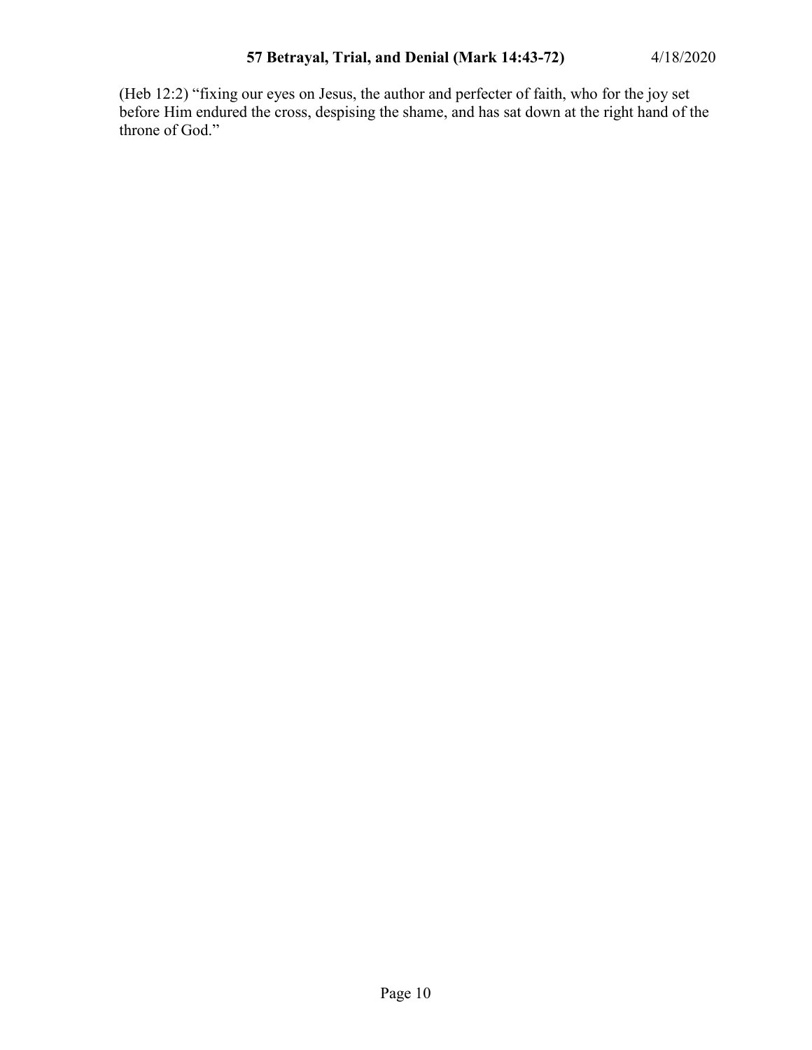(Heb 12:2) "fixing our eyes on Jesus, the author and perfecter of faith, who for the joy set before Him endured the cross, despising the shame, and has sat down at the right hand of the throne of God."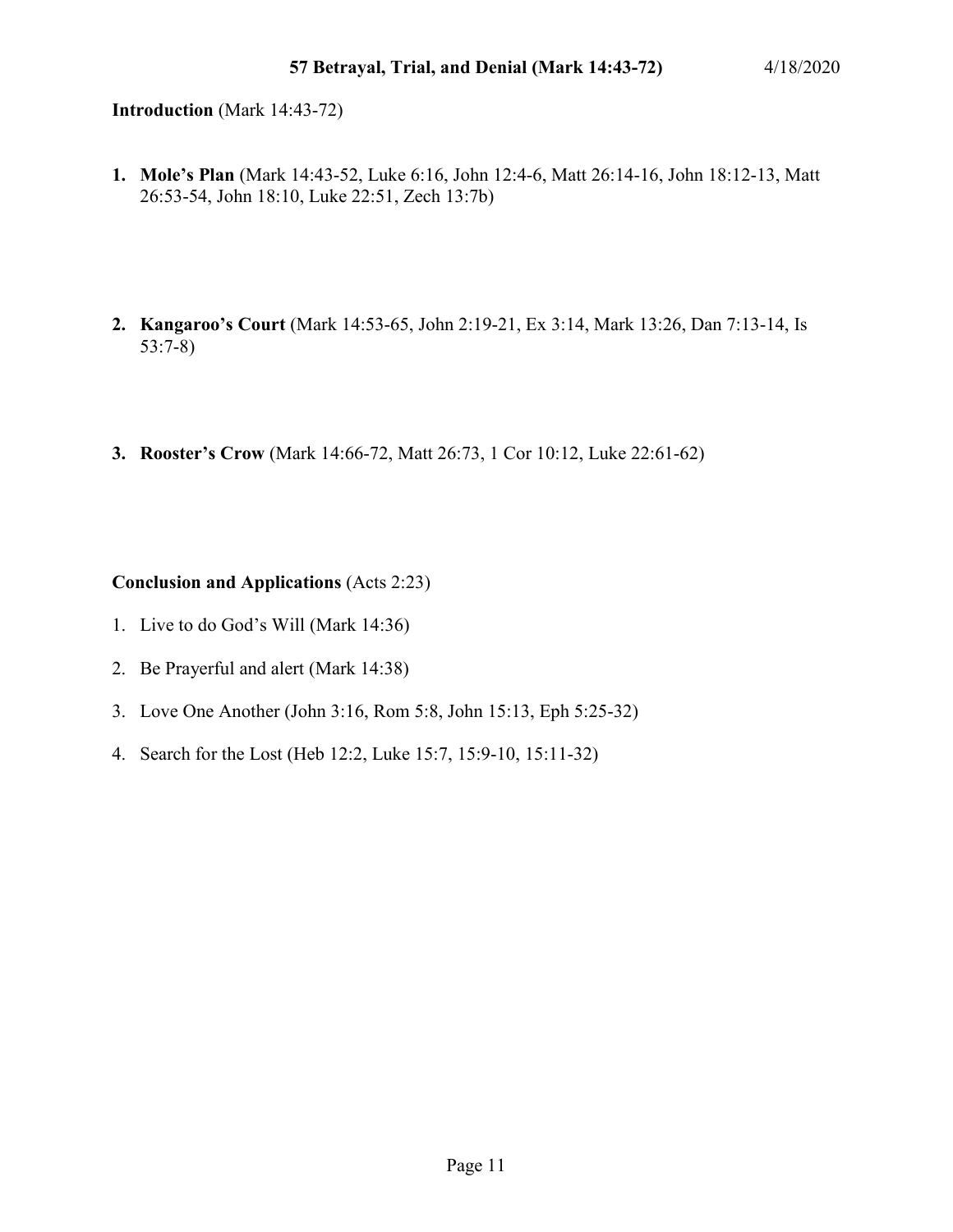## 57 Betrayal, Trial, and Denial (Mark 14:43-72)

4/18/2020

**Introduction** (Mark 14:43-72)

1. **Mole's Plan** (Mark 14:43-52, Luke 6:16, John 12:4-6, Matt 26:14-16, John 18:12-13, Matt 26:53-54, John 18:10, Luke 22:51, Zech 13:7b)

2. **Kangaroo's Court** (Mark 14:53-65, John 2:19-21, Ex 3:14, Mark 13:26, Dan 7:13-14, Is 53:7-8)

3. **Rooster's Crow** (Mark 14:66-72, Matt 26:73, 1 Cor 10:12, Luke 22:61-62)

**Conclusion and Applications** (Acts 2:23)

1. Live to do God's Will (Mark 14:36)
2. Be Prayerful and alert (Mark 14:38)
3. Love One Another (John 3:16, Rom 5:8, John 15:13, Eph 5:25-32)
4. Search for the Lost (Heb 12:2, Luke 15:7, 15:9-10, 15:11-32)